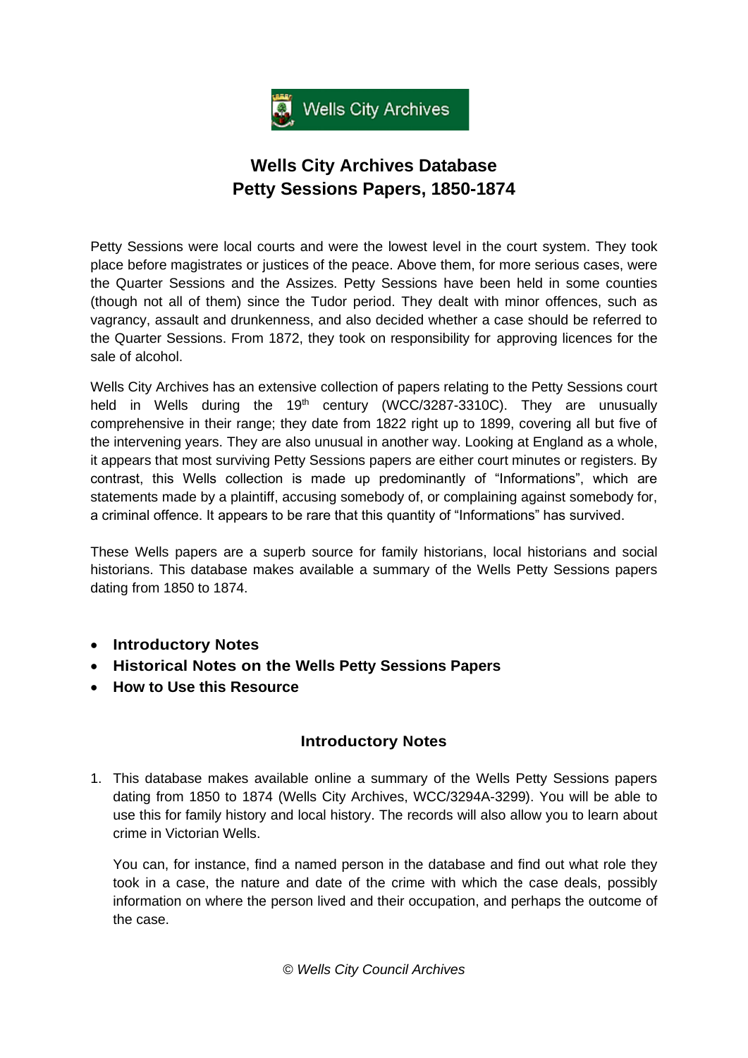Wells City Archives

# Wells City Archives Database
# Petty Sessions Papers, 1850-1874

Petty Sessions were local courts and were the lowest level in the court system. They took place before magistrates or justices of the peace. Above them, for more serious cases, were the Quarter Sessions and the Assizes. Petty Sessions have been held in some counties (though not all of them) since the Tudor period. They dealt with minor offences, such as vagrancy, assault and drunkenness, and also decided whether a case should be referred to the Quarter Sessions. From 1872, they took on responsibility for approving licences for the sale of alcohol.

Wells City Archives has an extensive collection of papers relating to the Petty Sessions court held in Wells during the 19th century (WCC/3287-3310C). They are unusually comprehensive in their range; they date from 1822 right up to 1899, covering all but five of the intervening years. They are also unusual in another way. Looking at England as a whole, it appears that most surviving Petty Sessions papers are either court minutes or registers. By contrast, this Wells collection is made up predominantly of "Informations", which are statements made by a plaintiff, accusing somebody of, or complaining against somebody for, a criminal offence. It appears to be rare that this quantity of "Informations" has survived.

These Wells papers are a superb source for family historians, local historians and social historians. This database makes available a summary of the Wells Petty Sessions papers dating from 1850 to 1874.

- **Introductory Notes**
- **Historical Notes on the Wells Petty Sessions Papers**
- **How to Use this Resource**

## Introductory Notes

1. This database makes available online a summary of the Wells Petty Sessions papers dating from 1850 to 1874 (Wells City Archives, WCC/3294A-3299). You will be able to use this for family history and local history. The records will also allow you to learn about crime in Victorian Wells.

   You can, for instance, find a named person in the database and find out what role they took in a case, the nature and date of the crime with which the case deals, possibly information on where the person lived and their occupation, and perhaps the outcome of the case.

*© Wells City Council Archives*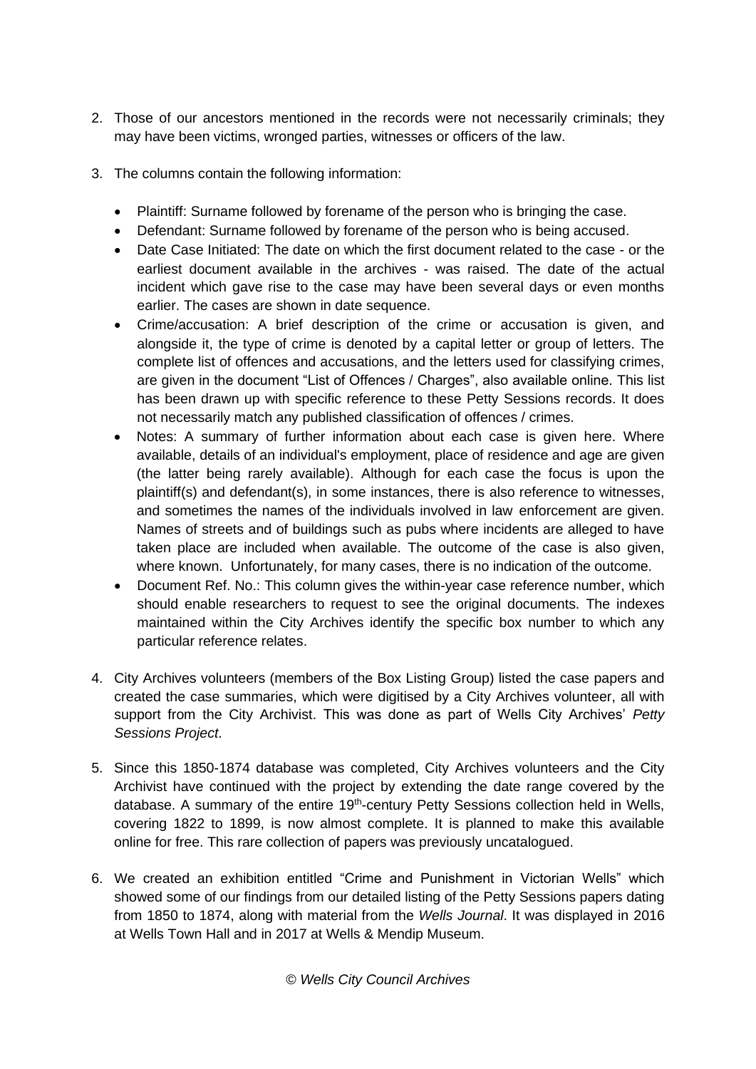2. Those of our ancestors mentioned in the records were not necessarily criminals; they may have been victims, wronged parties, witnesses or officers of the law.

3. The columns contain the following information:

   - Plaintiff: Surname followed by forename of the person who is bringing the case.
   - Defendant: Surname followed by forename of the person who is being accused.
   - Date Case Initiated: The date on which the first document related to the case - or the earliest document available in the archives - was raised. The date of the actual incident which gave rise to the case may have been several days or even months earlier. The cases are shown in date sequence.
   - Crime/accusation: A brief description of the crime or accusation is given, and alongside it, the type of crime is denoted by a capital letter or group of letters. The complete list of offences and accusations, and the letters used for classifying crimes, are given in the document "List of Offences / Charges", also available online. This list has been drawn up with specific reference to these Petty Sessions records. It does not necessarily match any published classification of offences / crimes.
   - Notes: A summary of further information about each case is given here. Where available, details of an individual's employment, place of residence and age are given (the latter being rarely available). Although for each case the focus is upon the plaintiff(s) and defendant(s), in some instances, there is also reference to witnesses, and sometimes the names of the individuals involved in law enforcement are given. Names of streets and of buildings such as pubs where incidents are alleged to have taken place are included when available. The outcome of the case is also given, where known. Unfortunately, for many cases, there is no indication of the outcome.
   - Document Ref. No.: This column gives the within-year case reference number, which should enable researchers to request to see the original documents. The indexes maintained within the City Archives identify the specific box number to which any particular reference relates.

4. City Archives volunteers (members of the Box Listing Group) listed the case papers and created the case summaries, which were digitised by a City Archives volunteer, all with support from the City Archivist. This was done as part of Wells City Archives' *Petty Sessions Project*.

5. Since this 1850-1874 database was completed, City Archives volunteers and the City Archivist have continued with the project by extending the date range covered by the database. A summary of the entire 19th-century Petty Sessions collection held in Wells, covering 1822 to 1899, is now almost complete. It is planned to make this available online for free. This rare collection of papers was previously uncatalogued.

6. We created an exhibition entitled "Crime and Punishment in Victorian Wells" which showed some of our findings from our detailed listing of the Petty Sessions papers dating from 1850 to 1874, along with material from the *Wells Journal*. It was displayed in 2016 at Wells Town Hall and in 2017 at Wells & Mendip Museum.

*© Wells City Council Archives*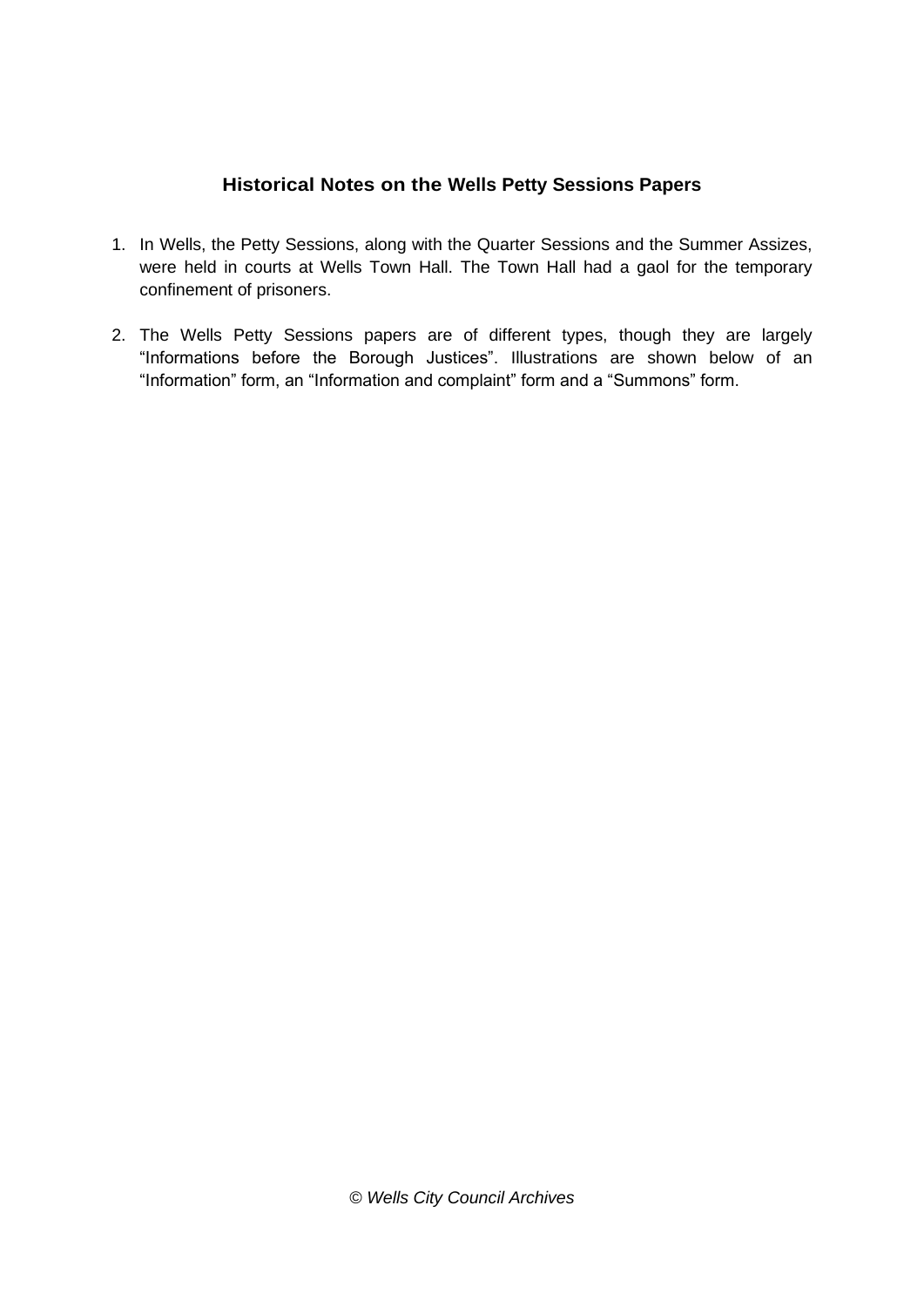### Historical Notes on the Wells Petty Sessions Papers

1. In Wells, the Petty Sessions, along with the Quarter Sessions and the Summer Assizes, were held in courts at Wells Town Hall. The Town Hall had a gaol for the temporary confinement of prisoners.

2. The Wells Petty Sessions papers are of different types, though they are largely "Informations before the Borough Justices". Illustrations are shown below of an "Information" form, an "Information and complaint" form and a "Summons" form.

*© Wells City Council Archives*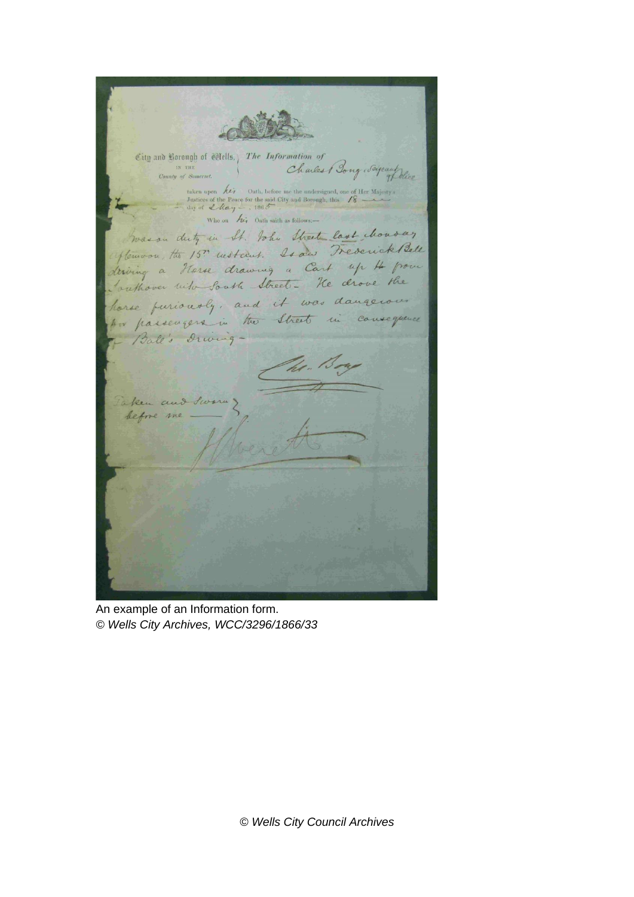City and Borough of Wells,
IN THE
County of Somerset.

The Information of Charles Bong, Sergeant of Police

taken upon his Oath, before me the undersigned, one of Her Majesty's Justices of the Peace for the said City and Borough, this 18 day of May, 1865

Who on his Oath saith as follows:—

I was on duty in St. John Street last Monday afternoon, the 15th instant. I saw Frederick Ball driving a Horse drawing a Cart up it from Southover into South Street – He drove the horse furiously, and it was dangerous for passengers in the Street in consequence of Ball's Driving –

Chs. Bong

Taken and Sworn before me —

J. Everett

An example of an Information form.
*© Wells City Archives, WCC/3296/1866/33*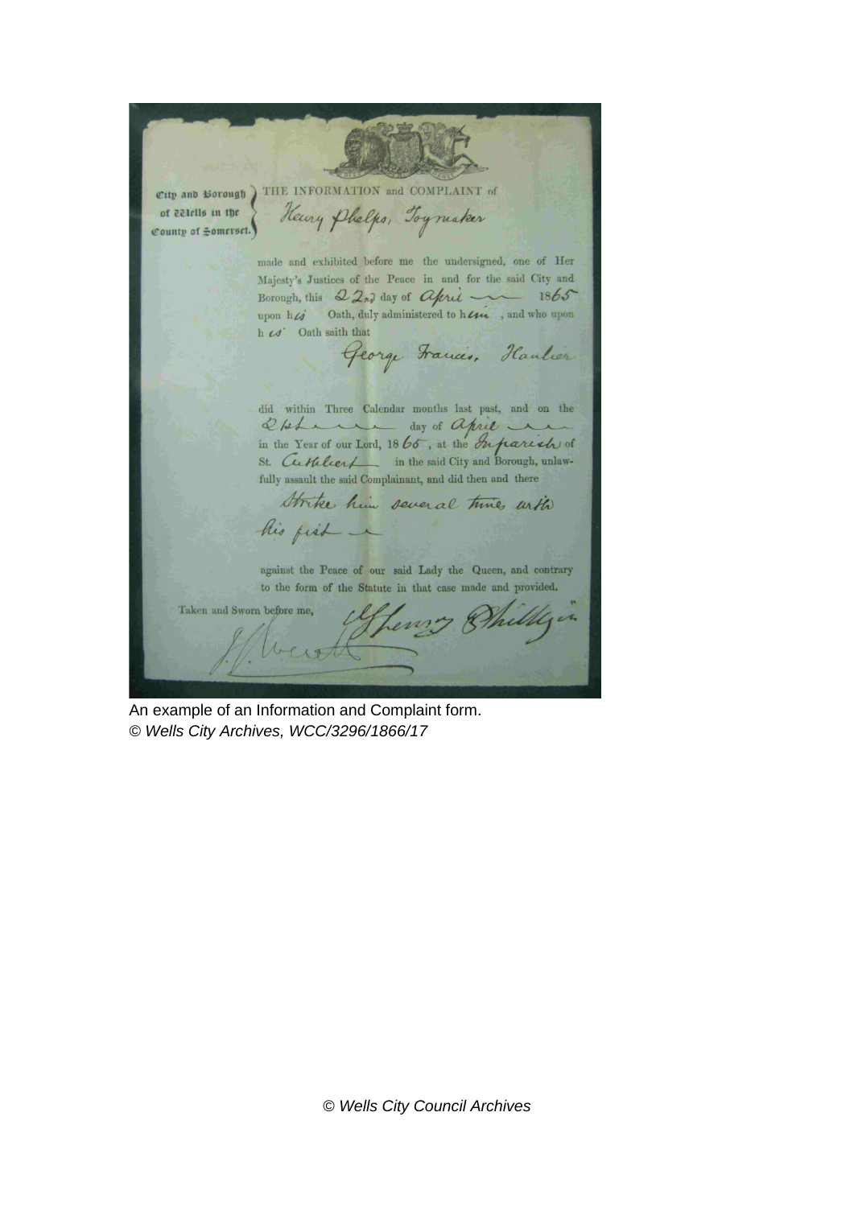City and Borough of Wells in the County of Somerset.

THE INFORMATION and COMPLAINT of

Henry Phelps, Toymaker

made and exhibited before me the undersigned, one of Her Majesty's Justices of the Peace in and for the said City and Borough, this 22nd day of April 1865 upon his Oath, duly administered to him, and who upon his Oath saith that

George Francis, Haulier

did within Three Calendar months last past, and on the 21st day of April in the Year of our Lord, 1865, at the Inparish of St. Cuthbert in the said City and Borough, unlawfully assault the said Complainant, and did then and there

Strike him several times with his fist

against the Peace of our said Lady the Queen, and contrary to the form of the Statute in that case made and provided.

Taken and Sworn before me,

Henry Phillips

J. Welch

An example of an Information and Complaint form.
*© Wells City Archives, WCC/3296/1866/17*

*© Wells City Council Archives*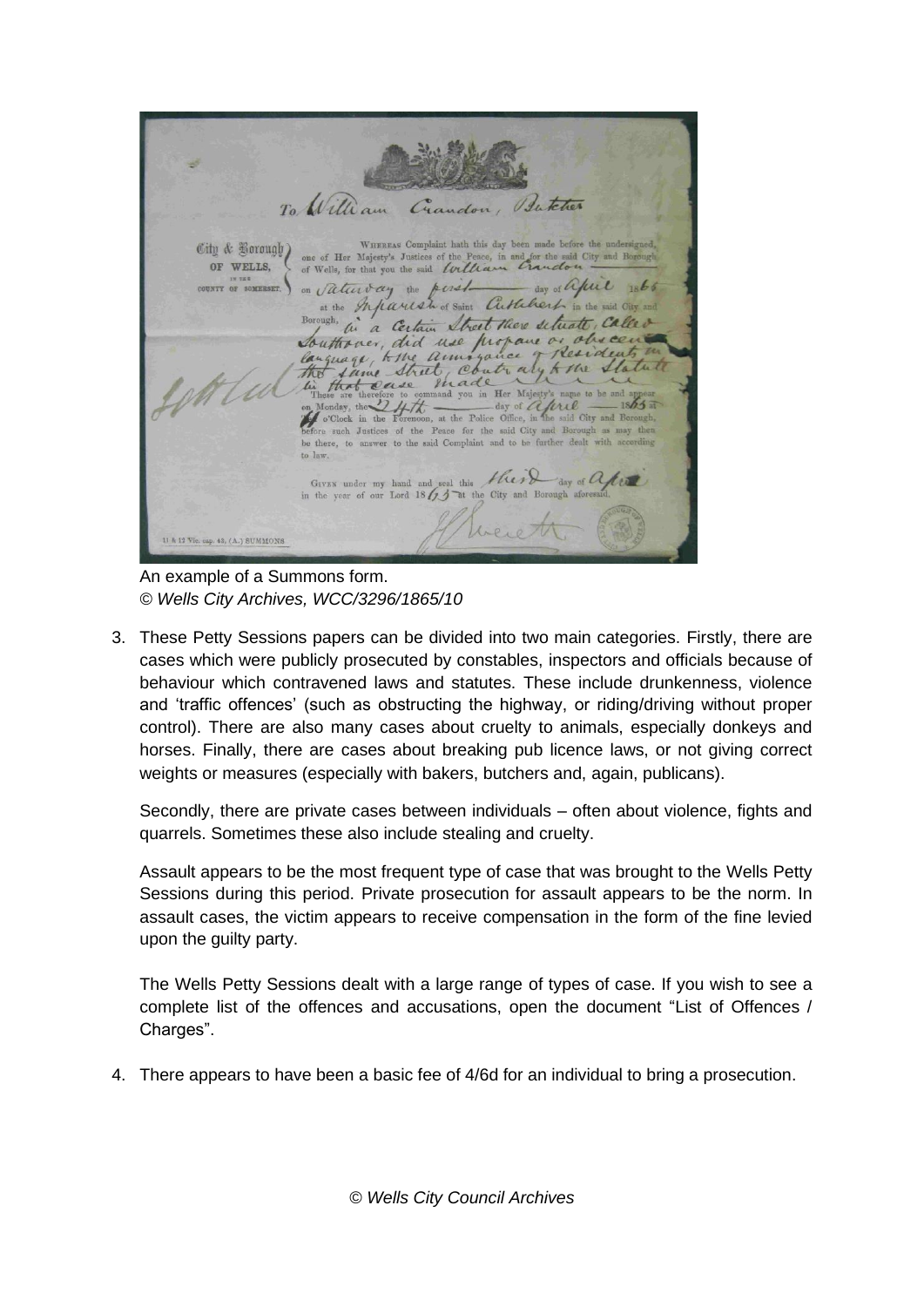An example of a Summons form.
*© Wells City Archives, WCC/3296/1865/10*

3. These Petty Sessions papers can be divided into two main categories. Firstly, there are cases which were publicly prosecuted by constables, inspectors and officials because of behaviour which contravened laws and statutes. These include drunkenness, violence and 'traffic offences' (such as obstructing the highway, or riding/driving without proper control). There are also many cases about cruelty to animals, especially donkeys and horses. Finally, there are cases about breaking pub licence laws, or not giving correct weights or measures (especially with bakers, butchers and, again, publicans).

   Secondly, there are private cases between individuals – often about violence, fights and quarrels. Sometimes these also include stealing and cruelty.

   Assault appears to be the most frequent type of case that was brought to the Wells Petty Sessions during this period. Private prosecution for assault appears to be the norm. In assault cases, the victim appears to receive compensation in the form of the fine levied upon the guilty party.

   The Wells Petty Sessions dealt with a large range of types of case. If you wish to see a complete list of the offences and accusations, open the document "List of Offences / Charges".

4. There appears to have been a basic fee of 4/6d for an individual to bring a prosecution.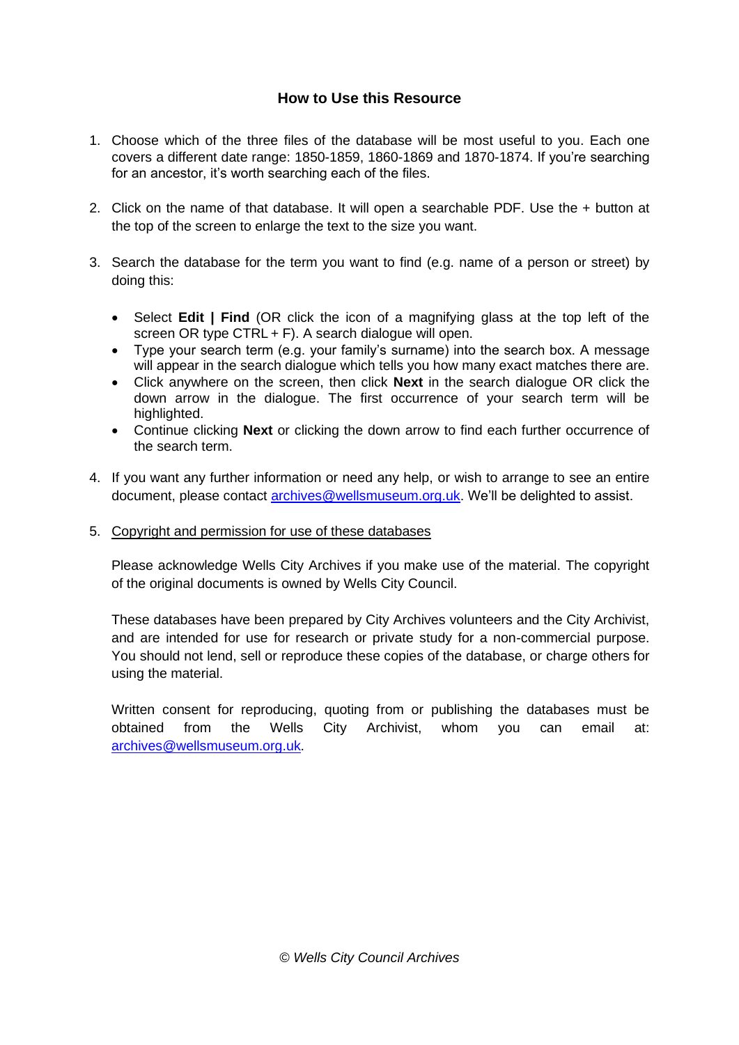## How to Use this Resource

1. Choose which of the three files of the database will be most useful to you. Each one covers a different date range: 1850-1859, 1860-1869 and 1870-1874. If you're searching for an ancestor, it's worth searching each of the files.

2. Click on the name of that database. It will open a searchable PDF. Use the + button at the top of the screen to enlarge the text to the size you want.

3. Search the database for the term you want to find (e.g. name of a person or street) by doing this:

   - Select **Edit | Find** (OR click the icon of a magnifying glass at the top left of the screen OR type CTRL + F). A search dialogue will open.
   - Type your search term (e.g. your family's surname) into the search box. A message will appear in the search dialogue which tells you how many exact matches there are.
   - Click anywhere on the screen, then click **Next** in the search dialogue OR click the down arrow in the dialogue. The first occurrence of your search term will be highlighted.
   - Continue clicking **Next** or clicking the down arrow to find each further occurrence of the search term.

4. If you want any further information or need any help, or wish to arrange to see an entire document, please contact archives@wellsmuseum.org.uk. We'll be delighted to assist.

5. Copyright and permission for use of these databases

   Please acknowledge Wells City Archives if you make use of the material. The copyright of the original documents is owned by Wells City Council.

   These databases have been prepared by City Archives volunteers and the City Archivist, and are intended for use for research or private study for a non-commercial purpose. You should not lend, sell or reproduce these copies of the database, or charge others for using the material.

   Written consent for reproducing, quoting from or publishing the databases must be obtained from the Wells City Archivist, whom you can email at: archives@wellsmuseum.org.uk.

*© Wells City Council Archives*